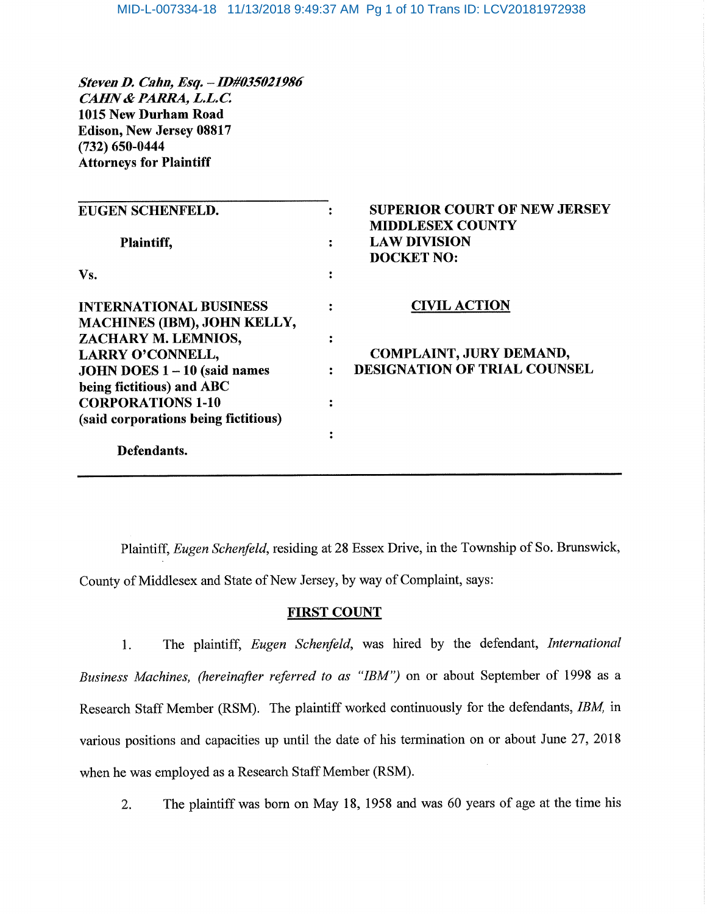***Steven D. Cahn, Esq. – ID#035021986***
***CAHN & PARRA, L.L.C.***
**1015 New Durham Road**
**Edison, New Jersey 08817**
**(732) 650-0444**
**Attorneys for Plaintiff**

| | |
|---|---|
| **EUGEN SCHENFELD.** | **SUPERIOR COURT OF NEW JERSEY** |
| **Plaintiff,** | **MIDDLESEX COUNTY** |
| **Vs.** | **LAW DIVISION** |
| **INTERNATIONAL BUSINESS MACHINES (IBM), JOHN KELLY, ZACHARY M. LEMNIOS, LARRY O'CONNELL, JOHN DOES 1 – 10 (said names being fictitious) and ABC CORPORATIONS 1-10 (said corporations being fictitious)** | **DOCKET NO:** |
| **Defendants.** | **CIVIL ACTION** |
| | **COMPLAINT, JURY DEMAND, DESIGNATION OF TRIAL COUNSEL** |

Plaintiff, *Eugen Schenfeld*, residing at 28 Essex Drive, in the Township of So. Brunswick, County of Middlesex and State of New Jersey, by way of Complaint, says:

## FIRST COUNT

1. The plaintiff, *Eugen Schenfeld*, was hired by the defendant, *International Business Machines, (hereinafter referred to as "IBM")* on or about September of 1998 as a Research Staff Member (RSM). The plaintiff worked continuously for the defendants, *IBM,* in various positions and capacities up until the date of his termination on or about June 27, 2018 when he was employed as a Research Staff Member (RSM).

2. The plaintiff was born on May 18, 1958 and was 60 years of age at the time his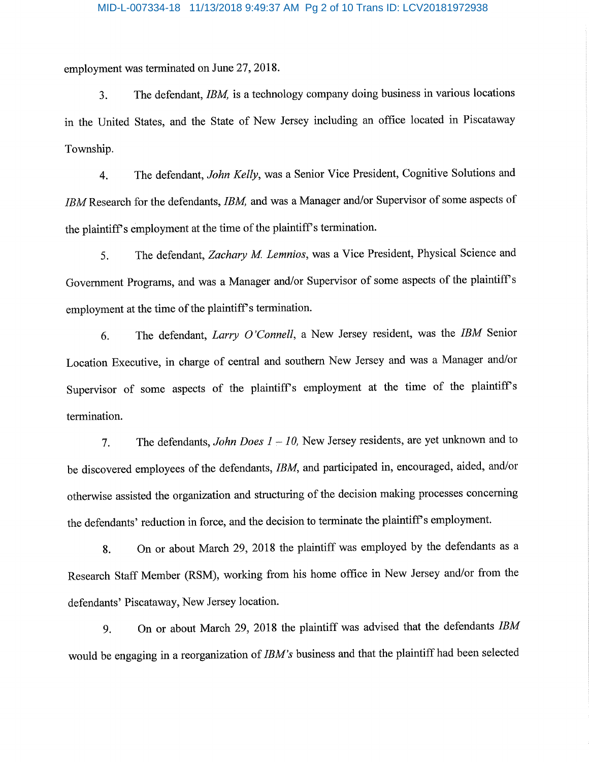employment was terminated on June 27, 2018.

3. The defendant, *IBM,* is a technology company doing business in various locations in the United States, and the State of New Jersey including an office located in Piscataway Township.

4. The defendant, *John Kelly*, was a Senior Vice President, Cognitive Solutions and *IBM* Research for the defendants, *IBM,* and was a Manager and/or Supervisor of some aspects of the plaintiff's employment at the time of the plaintiff's termination.

5. The defendant, *Zachary M. Lemnios*, was a Vice President, Physical Science and Government Programs, and was a Manager and/or Supervisor of some aspects of the plaintiff's employment at the time of the plaintiff's termination.

6. The defendant, *Larry O'Connell*, a New Jersey resident, was the *IBM* Senior Location Executive, in charge of central and southern New Jersey and was a Manager and/or Supervisor of some aspects of the plaintiff's employment at the time of the plaintiff's termination.

7. The defendants, *John Does 1 – 10,* New Jersey residents, are yet unknown and to be discovered employees of the defendants, *IBM*, and participated in, encouraged, aided, and/or otherwise assisted the organization and structuring of the decision making processes concerning the defendants' reduction in force, and the decision to terminate the plaintiff's employment.

8. On or about March 29, 2018 the plaintiff was employed by the defendants as a Research Staff Member (RSM), working from his home office in New Jersey and/or from the defendants' Piscataway, New Jersey location.

9. On or about March 29, 2018 the plaintiff was advised that the defendants *IBM* would be engaging in a reorganization of *IBM's* business and that the plaintiff had been selected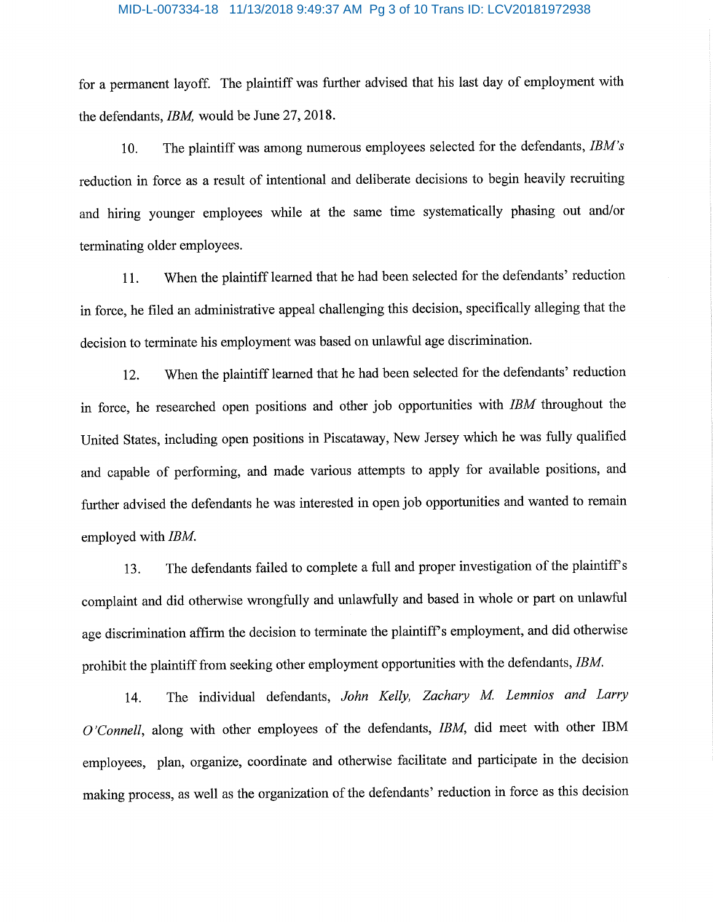for a permanent layoff. The plaintiff was further advised that his last day of employment with the defendants, *IBM,* would be June 27, 2018.

10. The plaintiff was among numerous employees selected for the defendants, *IBM's* reduction in force as a result of intentional and deliberate decisions to begin heavily recruiting and hiring younger employees while at the same time systematically phasing out and/or terminating older employees.

11. When the plaintiff learned that he had been selected for the defendants' reduction in force, he filed an administrative appeal challenging this decision, specifically alleging that the decision to terminate his employment was based on unlawful age discrimination.

12. When the plaintiff learned that he had been selected for the defendants' reduction in force, he researched open positions and other job opportunities with *IBM* throughout the United States, including open positions in Piscataway, New Jersey which he was fully qualified and capable of performing, and made various attempts to apply for available positions, and further advised the defendants he was interested in open job opportunities and wanted to remain employed with *IBM.*

13. The defendants failed to complete a full and proper investigation of the plaintiff's complaint and did otherwise wrongfully and unlawfully and based in whole or part on unlawful age discrimination affirm the decision to terminate the plaintiff's employment, and did otherwise prohibit the plaintiff from seeking other employment opportunities with the defendants, *IBM.*

14. The individual defendants, *John Kelly, Zachary M. Lemnios and Larry O'Connell*, along with other employees of the defendants, *IBM*, did meet with other IBM employees, plan, organize, coordinate and otherwise facilitate and participate in the decision making process, as well as the organization of the defendants' reduction in force as this decision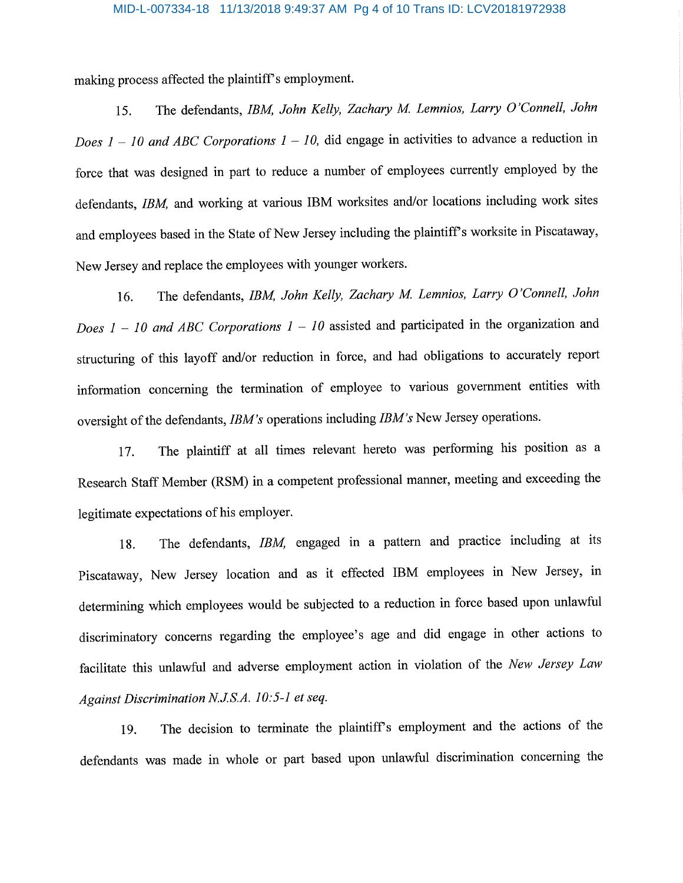making process affected the plaintiff's employment.

15. The defendants, *IBM, John Kelly, Zachary M. Lemnios, Larry O'Connell, John Does 1 – 10 and ABC Corporations 1 – 10,* did engage in activities to advance a reduction in force that was designed in part to reduce a number of employees currently employed by the defendants, *IBM,* and working at various IBM worksites and/or locations including work sites and employees based in the State of New Jersey including the plaintiff's worksite in Piscataway, New Jersey and replace the employees with younger workers.

16. The defendants, *IBM, John Kelly, Zachary M. Lemnios, Larry O'Connell, John Does 1 – 10 and ABC Corporations 1 – 10* assisted and participated in the organization and structuring of this layoff and/or reduction in force, and had obligations to accurately report information concerning the termination of employee to various government entities with oversight of the defendants, *IBM's* operations including *IBM's* New Jersey operations.

17. The plaintiff at all times relevant hereto was performing his position as a Research Staff Member (RSM) in a competent professional manner, meeting and exceeding the legitimate expectations of his employer.

18. The defendants, *IBM,* engaged in a pattern and practice including at its Piscataway, New Jersey location and as it effected IBM employees in New Jersey, in determining which employees would be subjected to a reduction in force based upon unlawful discriminatory concerns regarding the employee's age and did engage in other actions to facilitate this unlawful and adverse employment action in violation of the *New Jersey Law Against Discrimination N.J.S.A. 10:5-1 et seq.*

19. The decision to terminate the plaintiff's employment and the actions of the defendants was made in whole or part based upon unlawful discrimination concerning the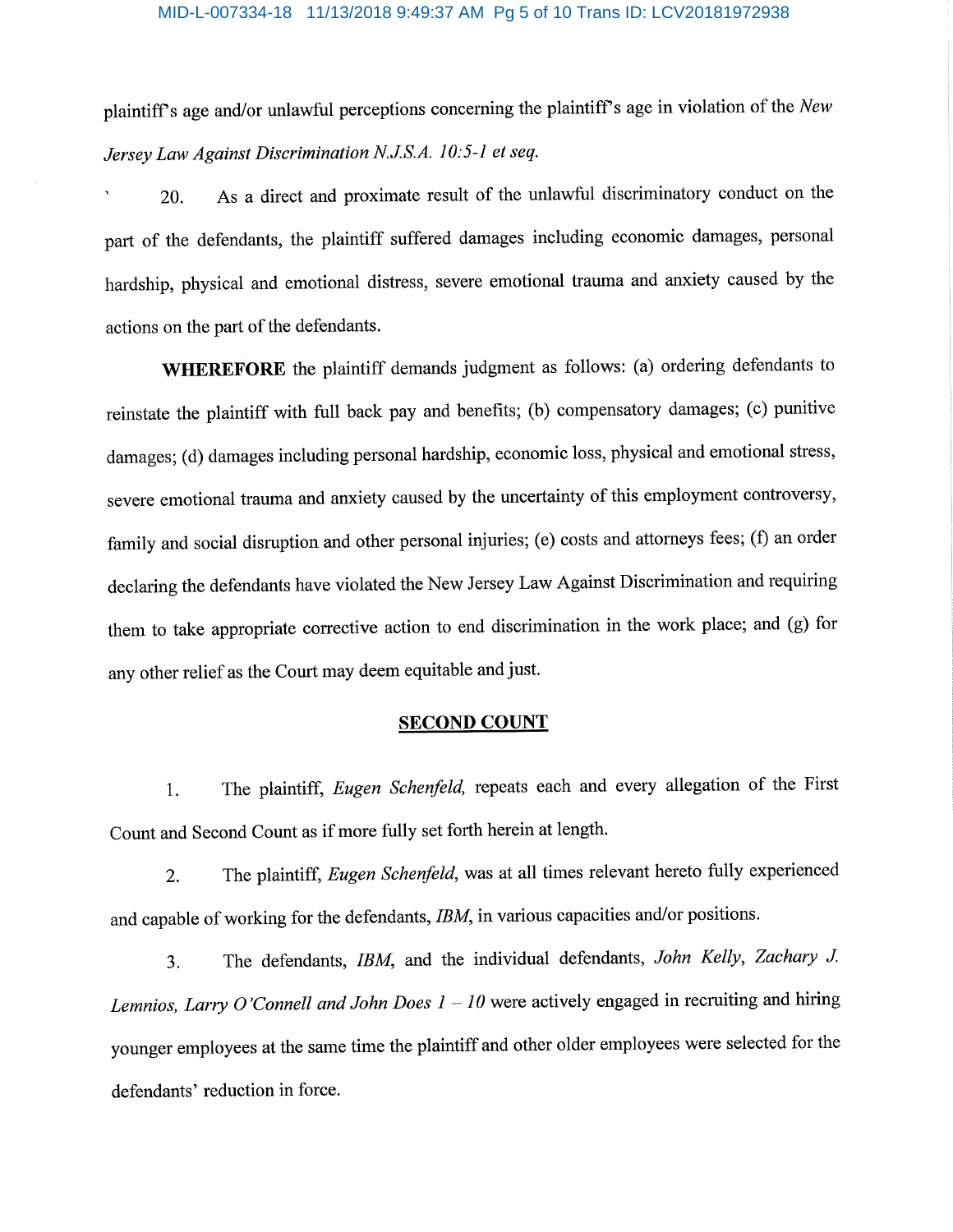plaintiff's age and/or unlawful perceptions concerning the plaintiff's age in violation of the *New Jersey Law Against Discrimination N.J.S.A. 10:5-1 et seq.*

20. As a direct and proximate result of the unlawful discriminatory conduct on the part of the defendants, the plaintiff suffered damages including economic damages, personal hardship, physical and emotional distress, severe emotional trauma and anxiety caused by the actions on the part of the defendants.

**WHEREFORE** the plaintiff demands judgment as follows: (a) ordering defendants to reinstate the plaintiff with full back pay and benefits; (b) compensatory damages; (c) punitive damages; (d) damages including personal hardship, economic loss, physical and emotional stress, severe emotional trauma and anxiety caused by the uncertainty of this employment controversy, family and social disruption and other personal injuries; (e) costs and attorneys fees; (f) an order declaring the defendants have violated the New Jersey Law Against Discrimination and requiring them to take appropriate corrective action to end discrimination in the work place; and (g) for any other relief as the Court may deem equitable and just.

## SECOND COUNT

1. The plaintiff, *Eugen Schenfeld,* repeats each and every allegation of the First Count and Second Count as if more fully set forth herein at length.

2. The plaintiff, *Eugen Schenfeld*, was at all times relevant hereto fully experienced and capable of working for the defendants, *IBM*, in various capacities and/or positions.

3. The defendants, *IBM*, and the individual defendants, *John Kelly, Zachary J. Lemnios, Larry O'Connell and John Does 1 – 10* were actively engaged in recruiting and hiring younger employees at the same time the plaintiff and other older employees were selected for the defendants' reduction in force.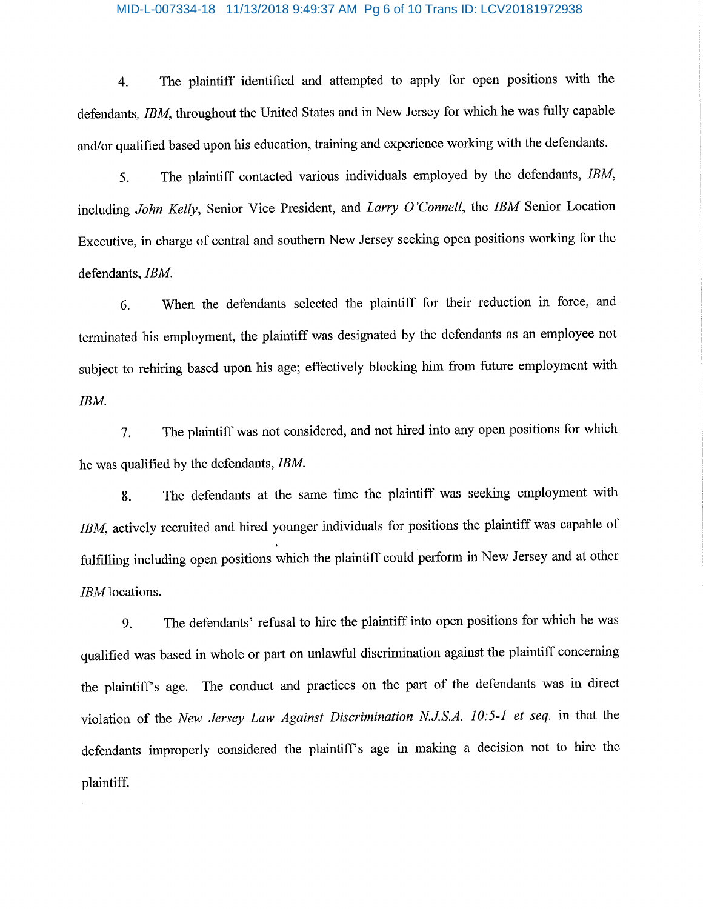4. The plaintiff identified and attempted to apply for open positions with the defendants, *IBM*, throughout the United States and in New Jersey for which he was fully capable and/or qualified based upon his education, training and experience working with the defendants.

5. The plaintiff contacted various individuals employed by the defendants, *IBM*, including *John Kelly*, Senior Vice President, and *Larry O'Connell*, the *IBM* Senior Location Executive, in charge of central and southern New Jersey seeking open positions working for the defendants, *IBM*.

6. When the defendants selected the plaintiff for their reduction in force, and terminated his employment, the plaintiff was designated by the defendants as an employee not subject to rehiring based upon his age; effectively blocking him from future employment with *IBM*.

7. The plaintiff was not considered, and not hired into any open positions for which he was qualified by the defendants, *IBM*.

8. The defendants at the same time the plaintiff was seeking employment with *IBM*, actively recruited and hired younger individuals for positions the plaintiff was capable of fulfilling including open positions which the plaintiff could perform in New Jersey and at other *IBM* locations.

9. The defendants' refusal to hire the plaintiff into open positions for which he was qualified was based in whole or part on unlawful discrimination against the plaintiff concerning the plaintiff's age. The conduct and practices on the part of the defendants was in direct violation of the *New Jersey Law Against Discrimination N.J.S.A. 10:5-1 et seq.* in that the defendants improperly considered the plaintiff's age in making a decision not to hire the plaintiff.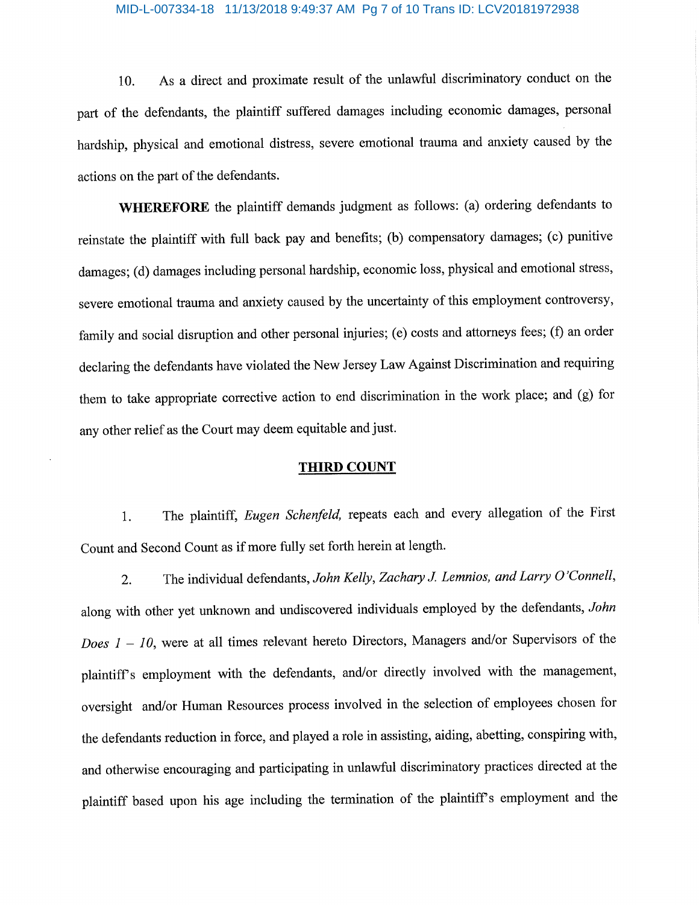10. As a direct and proximate result of the unlawful discriminatory conduct on the part of the defendants, the plaintiff suffered damages including economic damages, personal hardship, physical and emotional distress, severe emotional trauma and anxiety caused by the actions on the part of the defendants.

**WHEREFORE** the plaintiff demands judgment as follows: (a) ordering defendants to reinstate the plaintiff with full back pay and benefits; (b) compensatory damages; (c) punitive damages; (d) damages including personal hardship, economic loss, physical and emotional stress, severe emotional trauma and anxiety caused by the uncertainty of this employment controversy, family and social disruption and other personal injuries; (e) costs and attorneys fees; (f) an order declaring the defendants have violated the New Jersey Law Against Discrimination and requiring them to take appropriate corrective action to end discrimination in the work place; and (g) for any other relief as the Court may deem equitable and just.

## THIRD COUNT

1. The plaintiff, *Eugen Schenfeld,* repeats each and every allegation of the First Count and Second Count as if more fully set forth herein at length.

2. The individual defendants, *John Kelly, Zachary J. Lemnios, and Larry O'Connell,* along with other yet unknown and undiscovered individuals employed by the defendants, *John Does 1 – 10,* were at all times relevant hereto Directors, Managers and/or Supervisors of the plaintiff's employment with the defendants, and/or directly involved with the management, oversight and/or Human Resources process involved in the selection of employees chosen for the defendants reduction in force, and played a role in assisting, aiding, abetting, conspiring with, and otherwise encouraging and participating in unlawful discriminatory practices directed at the plaintiff based upon his age including the termination of the plaintiff's employment and the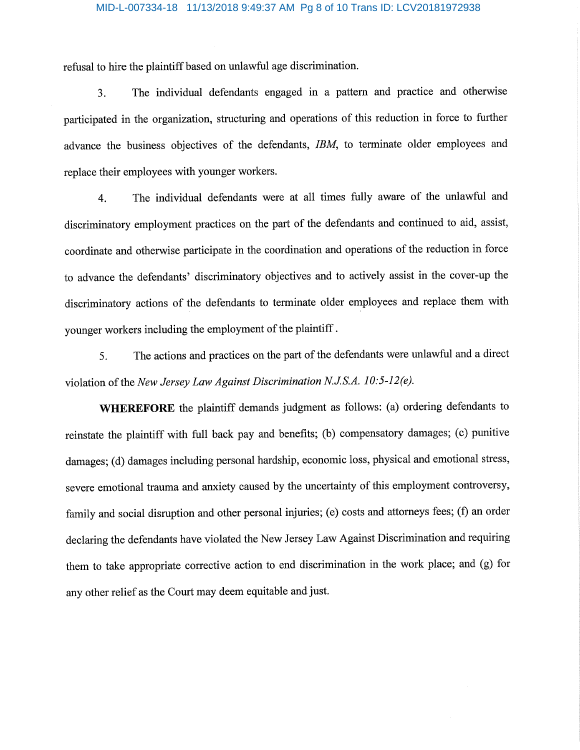refusal to hire the plaintiff based on unlawful age discrimination.

3. The individual defendants engaged in a pattern and practice and otherwise participated in the organization, structuring and operations of this reduction in force to further advance the business objectives of the defendants, *IBM*, to terminate older employees and replace their employees with younger workers.

4. The individual defendants were at all times fully aware of the unlawful and discriminatory employment practices on the part of the defendants and continued to aid, assist, coordinate and otherwise participate in the coordination and operations of the reduction in force to advance the defendants' discriminatory objectives and to actively assist in the cover-up the discriminatory actions of the defendants to terminate older employees and replace them with younger workers including the employment of the plaintiff .

5. The actions and practices on the part of the defendants were unlawful and a direct violation of the *New Jersey Law Against Discrimination N.J.S.A. 10:5-12(e).*

**WHEREFORE** the plaintiff demands judgment as follows: (a) ordering defendants to reinstate the plaintiff with full back pay and benefits; (b) compensatory damages; (c) punitive damages; (d) damages including personal hardship, economic loss, physical and emotional stress, severe emotional trauma and anxiety caused by the uncertainty of this employment controversy, family and social disruption and other personal injuries; (e) costs and attorneys fees; (f) an order declaring the defendants have violated the New Jersey Law Against Discrimination and requiring them to take appropriate corrective action to end discrimination in the work place; and (g) for any other relief as the Court may deem equitable and just.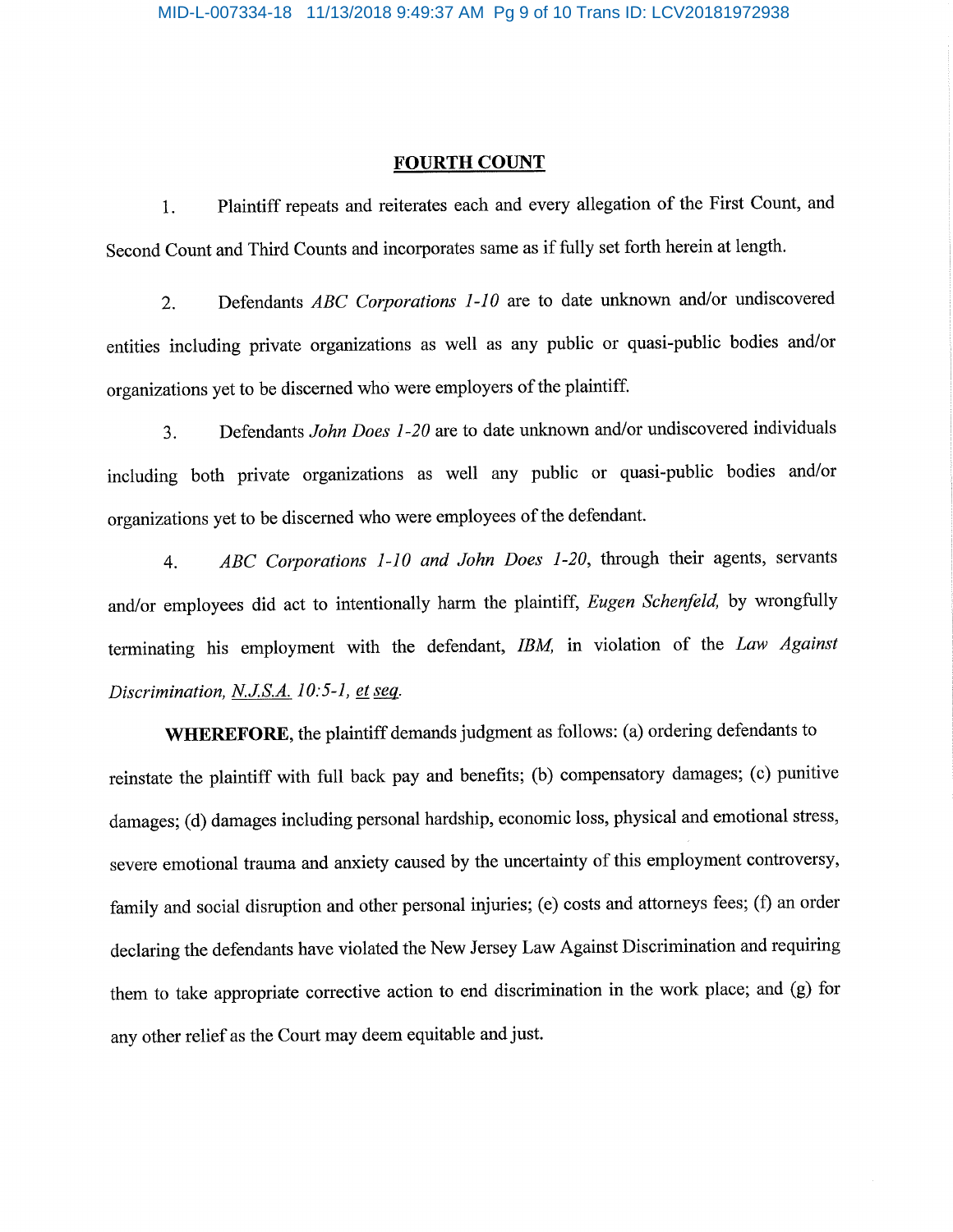## FOURTH COUNT

1. Plaintiff repeats and reiterates each and every allegation of the First Count, and Second Count and Third Counts and incorporates same as if fully set forth herein at length.

2. Defendants *ABC Corporations 1-10* are to date unknown and/or undiscovered entities including private organizations as well as any public or quasi-public bodies and/or organizations yet to be discerned who were employers of the plaintiff.

3. Defendants *John Does 1-20* are to date unknown and/or undiscovered individuals including both private organizations as well any public or quasi-public bodies and/or organizations yet to be discerned who were employees of the defendant.

4. *ABC Corporations 1-10 and John Does 1-20*, through their agents, servants and/or employees did act to intentionally harm the plaintiff, *Eugen Schenfeld,* by wrongfully terminating his employment with the defendant, *IBM,* in violation of the *Law Against Discrimination, N.J.S.A. 10:5-1, et seq.*

**WHEREFORE**, the plaintiff demands judgment as follows: (a) ordering defendants to reinstate the plaintiff with full back pay and benefits; (b) compensatory damages; (c) punitive damages; (d) damages including personal hardship, economic loss, physical and emotional stress, severe emotional trauma and anxiety caused by the uncertainty of this employment controversy, family and social disruption and other personal injuries; (e) costs and attorneys fees; (f) an order declaring the defendants have violated the New Jersey Law Against Discrimination and requiring them to take appropriate corrective action to end discrimination in the work place; and (g) for any other relief as the Court may deem equitable and just.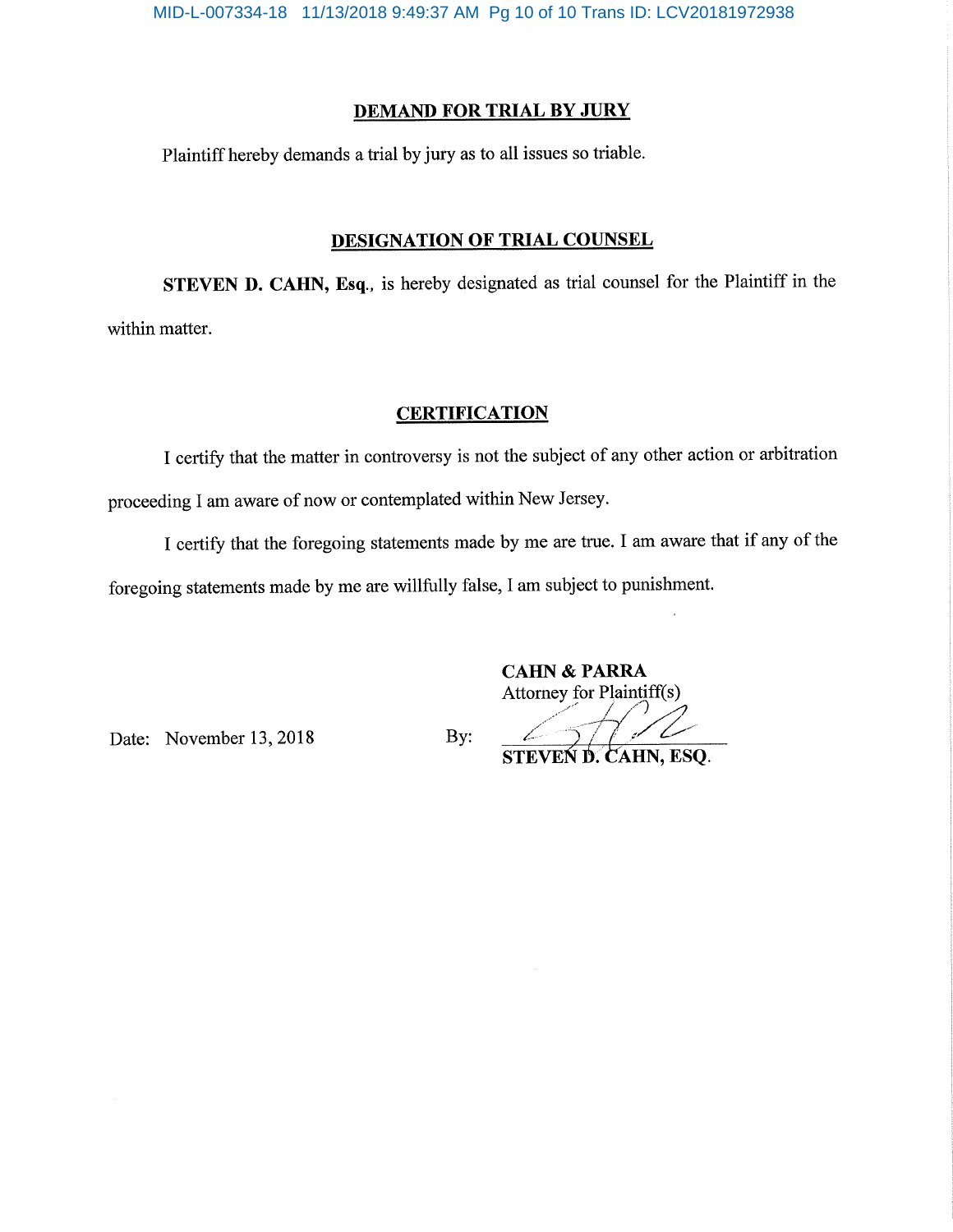## DEMAND FOR TRIAL BY JURY

Plaintiff hereby demands a trial by jury as to all issues so triable.

## DESIGNATION OF TRIAL COUNSEL

**STEVEN D. CAHN, Esq.**, is hereby designated as trial counsel for the Plaintiff in the within matter.

## CERTIFICATION

I certify that the matter in controversy is not the subject of any other action or arbitration proceeding I am aware of now or contemplated within New Jersey.

I certify that the foregoing statements made by me are true. I am aware that if any of the foregoing statements made by me are willfully false, I am subject to punishment.

**CAHN & PARRA**
Attorney for Plaintiff(s)

Date: November 13, 2018

By: ______________________
**STEVEN D. CAHN, ESQ.**